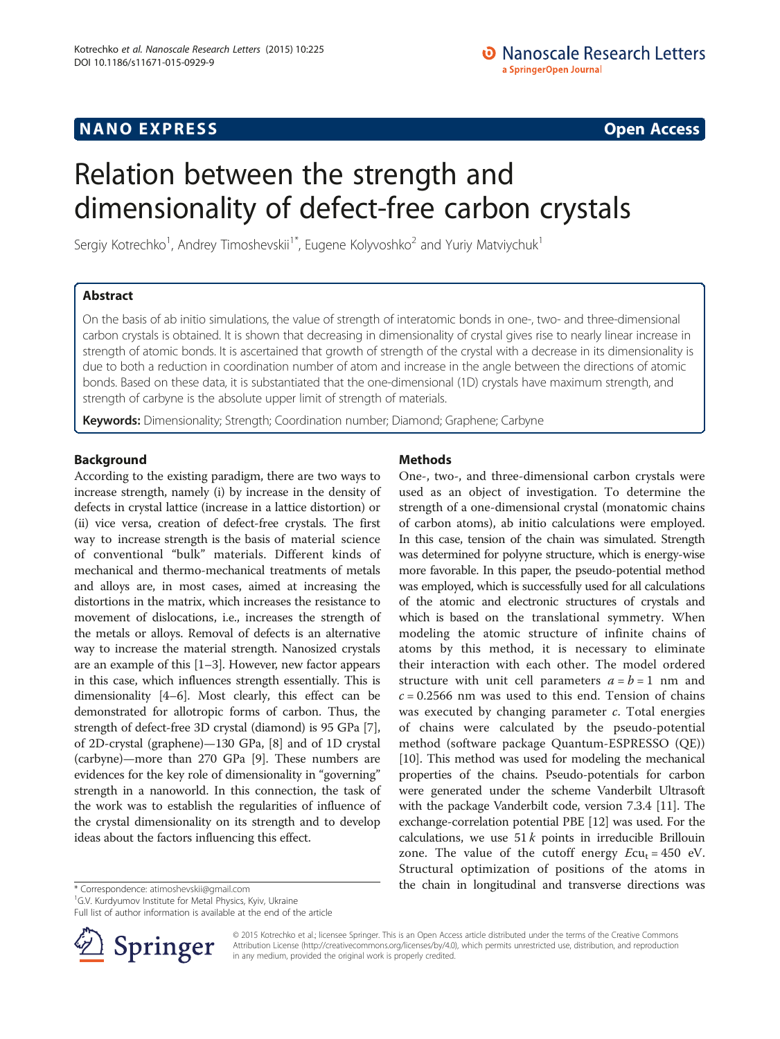NANO EXPRESS

Open Access

# Relation between the strength and dimensionality of defect-free carbon crystals

Sergiy Kotrechko[1], Andrey Timoshevskii[1*], Eugene Kolyvoshko[2] and Yuriy Matviychuk[1]

## Abstract

On the basis of ab initio simulations, the value of strength of interatomic bonds in one-, two- and three-dimensional carbon crystals is obtained. It is shown that decreasing in dimensionality of crystal gives rise to nearly linear increase in strength of atomic bonds. It is ascertained that growth of strength of the crystal with a decrease in its dimensionality is due to both a reduction in coordination number of atom and increase in the angle between the directions of atomic bonds. Based on these data, it is substantiated that the one-dimensional (1D) crystals have maximum strength, and strength of carbyne is the absolute upper limit of strength of materials.

**Keywords:** Dimensionality; Strength; Coordination number; Diamond; Graphene; Carbyne

## Background

According to the existing paradigm, there are two ways to increase strength, namely (i) by increase in the density of defects in crystal lattice (increase in a lattice distortion) or (ii) vice versa, creation of defect-free crystals. The first way to increase strength is the basis of material science of conventional "bulk" materials. Different kinds of mechanical and thermo-mechanical treatments of metals and alloys are, in most cases, aimed at increasing the distortions in the matrix, which increases the resistance to movement of dislocations, i.e., increases the strength of the metals or alloys. Removal of defects is an alternative way to increase the material strength. Nanosized crystals are an example of this [1–3]. However, new factor appears in this case, which influences strength essentially. This is dimensionality [4–6]. Most clearly, this effect can be demonstrated for allotropic forms of carbon. Thus, the strength of defect-free 3D crystal (diamond) is 95 GPa [7], of 2D-crystal (graphene)—130 GPa, [8] and of 1D crystal (carbyne)—more than 270 GPa [9]. These numbers are evidences for the key role of dimensionality in "governing" strength in a nanoworld. In this connection, the task of the work was to establish the regularities of influence of the crystal dimensionality on its strength and to develop ideas about the factors influencing this effect.

## Methods

One-, two-, and three-dimensional carbon crystals were used as an object of investigation. To determine the strength of a one-dimensional crystal (monatomic chains of carbon atoms), ab initio calculations were employed. In this case, tension of the chain was simulated. Strength was determined for polyyne structure, which is energy-wise more favorable. In this paper, the pseudo-potential method was employed, which is successfully used for all calculations of the atomic and electronic structures of crystals and which is based on the translational symmetry. When modeling the atomic structure of infinite chains of atoms by this method, it is necessary to eliminate their interaction with each other. The model ordered structure with unit cell parameters $a = b = 1$ nm and $c = 0.2566$ nm was used to this end. Tension of chains was executed by changing parameter $c$. Total energies of chains were calculated by the pseudo-potential method (software package Quantum-ESPRESSO (QE)) [10]. This method was used for modeling the mechanical properties of the chains. Pseudo-potentials for carbon were generated under the scheme Vanderbilt Ultrasoft with the package Vanderbilt code, version 7.3.4 [11]. The exchange-correlation potential PBE [12] was used. For the calculations, we use 51 $k$ points in irreducible Brillouin zone. The value of the cutoff energy $Ecu_t = 450$ eV. Structural optimization of positions of the atoms in the chain in longitudinal and transverse directions was

* Correspondence: atimoshevskii@gmail.com
[1]G.V. Kurdyumov Institute for Metal Physics, Kyiv, Ukraine
Full list of author information is available at the end of the article

© 2015 Kotrechko et al.; licensee Springer. This is an Open Access article distributed under the terms of the Creative Commons Attribution License (http://creativecommons.org/licenses/by/4.0), which permits unrestricted use, distribution, and reproduction in any medium, provided the original work is properly credited.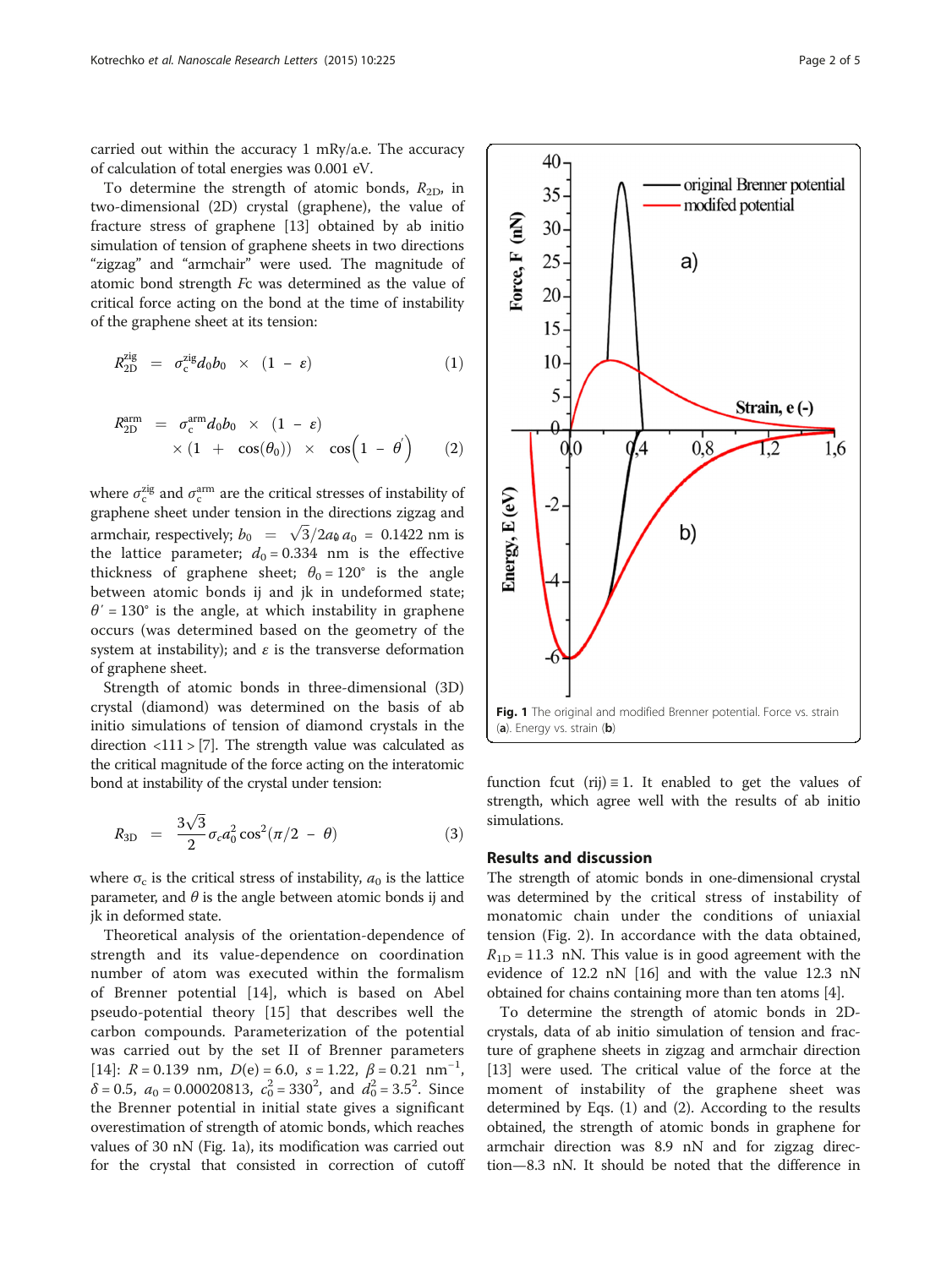carried out within the accuracy 1 mRy/a.e. The accuracy of calculation of total energies was 0.001 eV.

To determine the strength of atomic bonds, $R_{2D}$, in two-dimensional (2D) crystal (graphene), the value of fracture stress of graphene [13] obtained by ab initio simulation of tension of graphene sheets in two directions "zigzag" and "armchair" were used. The magnitude of atomic bond strength $Fc$ was determined as the value of critical force acting on the bond at the time of instability of the graphene sheet at its tension:

$$R_{2D}^{zig} = \sigma_c^{zig} d_0 b_0 \times (1 - \varepsilon) \tag{1}$$

$$R_{2D}^{arm} = \sigma_c^{arm} d_0 b_0 \times (1 - \varepsilon) \times (1 + \cos(\theta_0)) \times \cos\left(1 - \theta'\right) \tag{2}$$

where $\sigma_c^{zig}$ and $\sigma_c^{arm}$ are the critical stresses of instability of graphene sheet under tension in the directions zigzag and armchair, respectively; $b_0 = \sqrt{3}/2a_0$, $a_0 = 0.1422$ nm is the lattice parameter; $d_0 = 0.334$ nm is the effective thickness of graphene sheet; $\theta_0 = 120°$ is the angle between atomic bonds ij and jk in undeformed state; $\theta' = 130°$ is the angle, at which instability in graphene occurs (was determined based on the geometry of the system at instability); and $\varepsilon$ is the transverse deformation of graphene sheet.

Strength of atomic bonds in three-dimensional (3D) crystal (diamond) was determined on the basis of ab initio simulations of tension of diamond crystals in the direction <111 > [7]. The strength value was calculated as the critical magnitude of the force acting on the interatomic bond at instability of the crystal under tension:

$$R_{3D} = \frac{3\sqrt{3}}{2} \sigma_c a_0^2 \cos^2(\pi/2 - \theta) \tag{3}$$

where $\sigma_c$ is the critical stress of instability, $a_0$ is the lattice parameter, and $\theta$ is the angle between atomic bonds ij and jk in deformed state.

Theoretical analysis of the orientation-dependence of strength and its value-dependence on coordination number of atom was executed within the formalism of Brenner potential [14], which is based on Abel pseudo-potential theory [15] that describes well the carbon compounds. Parameterization of the potential was carried out by the set II of Brenner parameters [14]: $R = 0.139$ nm, $D(e) = 6.0$, $s = 1.22$, $\beta = 0.21$ nm$^{-1}$, $\delta = 0.5$, $a_0 = 0.00020813$, $c_0^2 = 330^2$, and $d_0^2 = 3.5^2$. Since the Brenner potential in initial state gives a significant overestimation of strength of atomic bonds, which reaches values of 30 nN (Fig. 1a), its modification was carried out for the crystal that consisted in correction of cutoff function fcut (rij) ≡ 1. It enabled to get the values of strength, which agree well with the results of ab initio simulations.

Fig. 1 The original and modified Brenner potential. Force vs. strain (a). Energy vs. strain (b)

## Results and discussion

The strength of atomic bonds in one-dimensional crystal was determined by the critical stress of instability of monatomic chain under the conditions of uniaxial tension (Fig. 2). In accordance with the data obtained, $R_{1D} = 11.3$ nN. This value is in good agreement with the evidence of 12.2 nN [16] and with the value 12.3 nN obtained for chains containing more than ten atoms [4].

To determine the strength of atomic bonds in 2D-crystals, data of ab initio simulation of tension and fracture of graphene sheets in zigzag and armchair direction [13] were used. The critical value of the force at the moment of instability of the graphene sheet was determined by Eqs. (1) and (2). According to the results obtained, the strength of atomic bonds in graphene for armchair direction was 8.9 nN and for zigzag direction—8.3 nN. It should be noted that the difference in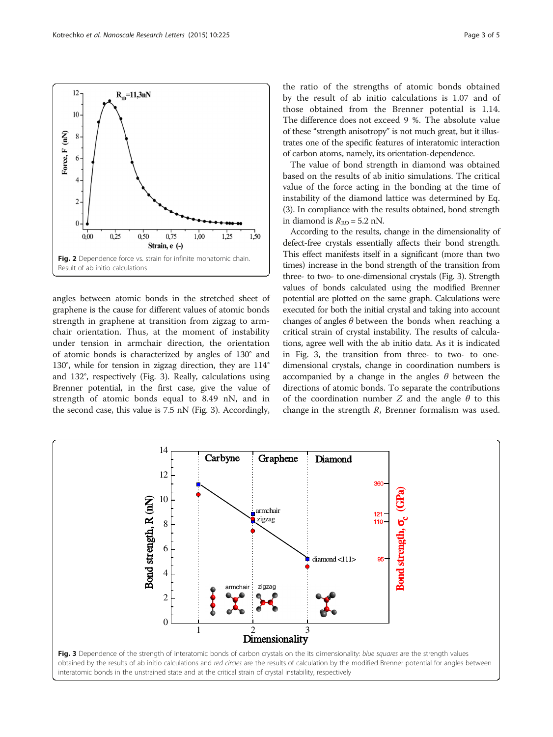Fig. 2 Dependence force vs. strain for infinite monatomic chain. Result of ab initio calculations

angles between atomic bonds in the stretched sheet of graphene is the cause for different values of atomic bonds strength in graphene at transition from zigzag to armchair orientation. Thus, at the moment of instability under tension in armchair direction, the orientation of atomic bonds is characterized by angles of 130° and 130°, while for tension in zigzag direction, they are 114° and 132°, respectively (Fig. 3). Really, calculations using Brenner potential, in the first case, give the value of strength of atomic bonds equal to 8.49 nN, and in the second case, this value is 7.5 nN (Fig. 3). Accordingly, the ratio of the strengths of atomic bonds obtained by the result of ab initio calculations is 1.07 and of those obtained from the Brenner potential is 1.14. The difference does not exceed 9 %. The absolute value of these "strength anisotropy" is not much great, but it illustrates one of the specific features of interatomic interaction of carbon atoms, namely, its orientation-dependence.

The value of bond strength in diamond was obtained based on the results of ab initio simulations. The critical value of the force acting in the bonding at the time of instability of the diamond lattice was determined by Eq. (3). In compliance with the results obtained, bond strength in diamond is $R_{3D}$ = 5.2 nN.

According to the results, change in the dimensionality of defect-free crystals essentially affects their bond strength. This effect manifests itself in a significant (more than two times) increase in the bond strength of the transition from three- to two- to one-dimensional crystals (Fig. 3). Strength values of bonds calculated using the modified Brenner potential are plotted on the same graph. Calculations were executed for both the initial crystal and taking into account changes of angles $\theta$ between the bonds when reaching a critical strain of crystal instability. The results of calculations, agree well with the ab initio data. As it is indicated in Fig. 3, the transition from three- to two- to one-dimensional crystals, change in coordination numbers is accompanied by a change in the angles $\theta$ between the directions of atomic bonds. To separate the contributions of the coordination number $Z$ and the angle $\theta$ to this change in the strength $R$, Brenner formalism was used.

Fig. 3 Dependence of the strength of interatomic bonds of carbon crystals on the its dimensionality: *blue squares* are the strength values obtained by the results of ab initio calculations and *red circles* are the results of calculation by the modified Brenner potential for angles between interatomic bonds in the unstrained state and at the critical strain of crystal instability, respectively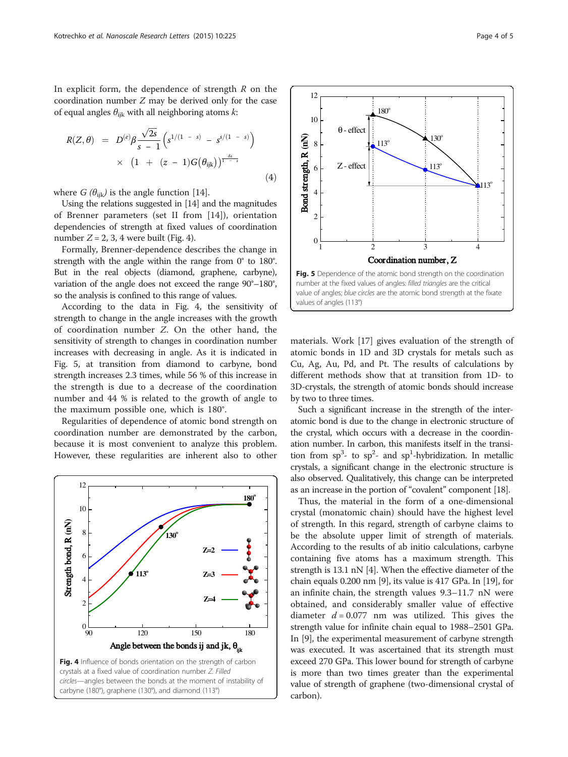In explicit form, the dependence of strength $R$ on the coordination number $Z$ may be derived only for the case of equal angles $\theta_{ijk}$ with all neighboring atoms $k$:

$$R(Z,\theta) = D^{(e)}\beta\frac{\sqrt{2s}}{s-1}\left(s^{1/(1-s)} - s^{s/(1-s)}\right) \times \left(1 + (z-1)G(\theta_{ijk})\right)^{\frac{\delta s}{1-s}} \quad (4)$$

where $G(\theta_{ijk})$ is the angle function [14].

Using the relations suggested in [14] and the magnitudes of Brenner parameters (set II from [14]), orientation dependencies of strength at fixed values of coordination number $Z = 2, 3, 4$ were built (Fig. 4).

Formally, Brenner-dependence describes the change in strength with the angle within the range from 0° to 180°. But in the real objects (diamond, graphene, carbyne), variation of the angle does not exceed the range 90°–180°, so the analysis is confined to this range of values.

According to the data in Fig. 4, the sensitivity of strength to change in the angle increases with the growth of coordination number $Z$. On the other hand, the sensitivity of strength to changes in coordination number increases with decreasing in angle. As it is indicated in Fig. 5, at transition from diamond to carbyne, bond strength increases 2.3 times, while 56 % of this increase in the strength is due to a decrease of the coordination number and 44 % is related to the growth of angle to the maximum possible one, which is 180°.

Regularities of dependence of atomic bond strength on coordination number are demonstrated by the carbon, because it is most convenient to analyze this problem. However, these regularities are inherent also to other materials. Work [17] gives evaluation of the strength of atomic bonds in 1D and 3D crystals for metals such as Cu, Ag, Au, Pd, and Pt. The results of calculations by different methods show that at transition from 1D- to 3D-crystals, the strength of atomic bonds should increase by two to three times.

**Fig. 4** Influence of bonds orientation on the strength of carbon crystals at a fixed value of coordination number $Z$. *Filled circles*—angles between the bonds at the moment of instability of carbyne (180°), graphene (130°), and diamond (113°)

**Fig. 5** Dependence of the atomic bond strength on the coordination number at the fixed values of angles: *filled triangles* are the critical value of angles; *blue circles* are the atomic bond strength at the fixate values of angles (113°)

Such a significant increase in the strength of the interatomic bond is due to the change in electronic structure of the crystal, which occurs with a decrease in the coordination number. In carbon, this manifests itself in the transition from $sp^3$- to $sp^2$- and $sp^1$-hybridization. In metallic crystals, a significant change in the electronic structure is also observed. Qualitatively, this change can be interpreted as an increase in the portion of "covalent" component [18].

Thus, the material in the form of a one-dimensional crystal (monatomic chain) should have the highest level of strength. In this regard, strength of carbyne claims to be the absolute upper limit of strength of materials. According to the results of ab initio calculations, carbyne containing five atoms has a maximum strength. This strength is 13.1 nN [4]. When the effective diameter of the chain equals 0.200 nm [9], its value is 417 GPa. In [19], for an infinite chain, the strength values 9.3–11.7 nN were obtained, and considerably smaller value of effective diameter $d = 0.077$ nm was utilized. This gives the strength value for infinite chain equal to 1988–2501 GPa. In [9], the experimental measurement of carbyne strength was executed. It was ascertained that its strength must exceed 270 GPa. This lower bound for strength of carbyne is more than two times greater than the experimental value of strength of graphene (two-dimensional crystal of carbon).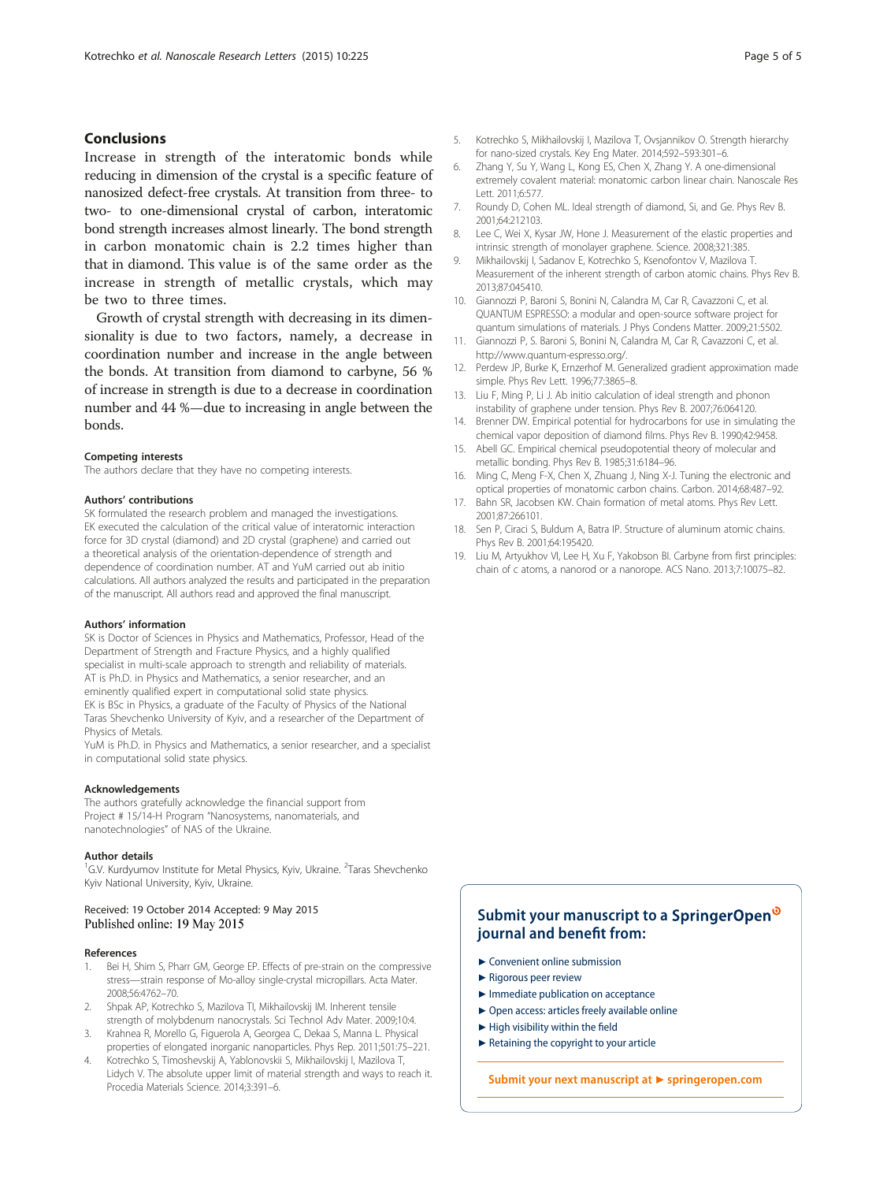## Conclusions

Increase in strength of the interatomic bonds while reducing in dimension of the crystal is a specific feature of nanosized defect-free crystals. At transition from three- to two- to one-dimensional crystal of carbon, interatomic bond strength increases almost linearly. The bond strength in carbon monatomic chain is 2.2 times higher than that in diamond. This value is of the same order as the increase in strength of metallic crystals, which may be two to three times.

Growth of crystal strength with decreasing in its dimensionality is due to two factors, namely, a decrease in coordination number and increase in the angle between the bonds. At transition from diamond to carbyne, 56 % of increase in strength is due to a decrease in coordination number and 44 %—due to increasing in angle between the bonds.

### Competing interests

The authors declare that they have no competing interests.

### Authors' contributions

SK formulated the research problem and managed the investigations. EK executed the calculation of the critical value of interatomic interaction force for 3D crystal (diamond) and 2D crystal (graphene) and carried out a theoretical analysis of the orientation-dependence of strength and dependence of coordination number. AT and YuM carried out ab initio calculations. All authors analyzed the results and participated in the preparation of the manuscript. All authors read and approved the final manuscript.

### Authors' information

SK is Doctor of Sciences in Physics and Mathematics, Professor, Head of the Department of Strength and Fracture Physics, and a highly qualified specialist in multi-scale approach to strength and reliability of materials. AT is Ph.D. in Physics and Mathematics, a senior researcher, and an eminently qualified expert in computational solid state physics.
EK is BSc in Physics, a graduate of the Faculty of Physics of the National Taras Shevchenko University of Kyiv, and a researcher of the Department of Physics of Metals.
YuM is Ph.D. in Physics and Mathematics, a senior researcher, and a specialist in computational solid state physics.

### Acknowledgements

The authors gratefully acknowledge the financial support from Project # 15/14-H Program "Nanosystems, nanomaterials, and nanotechnologies" of NAS of the Ukraine.

### Author details

[1]G.V. Kurdyumov Institute for Metal Physics, Kyiv, Ukraine. [2]Taras Shevchenko Kyiv National University, Kyiv, Ukraine.

Received: 19 October 2014 Accepted: 9 May 2015
Published online: 19 May 2015

### References

1. Bei H, Shim S, Pharr GM, George EP. Effects of pre-strain on the compressive stress—strain response of Mo-alloy single-crystal micropillars. Acta Mater. 2008;56:4762–70.
2. Shpak AP, Kotrechko S, Mazilova TI, Mikhailovskij IM. Inherent tensile strength of molybdenum nanocrystals. Sci Technol Adv Mater. 2009;10:4.
3. Krahnea R, Morello G, Figuerola A, Georgea C, Dekaa S, Manna L. Physical properties of elongated inorganic nanoparticles. Phys Rep. 2011;501:75–221.
4. Kotrechko S, Timoshevskij A, Yablonovskii S, Mikhailovskij I, Mazilova T, Lidych V. The absolute upper limit of material strength and ways to reach it. Procedia Materials Science. 2014;3:391–6.
5. Kotrechko S, Mikhailovskij I, Mazilova T, Ovsjannikov O. Strength hierarchy for nano-sized crystals. Key Eng Mater. 2014;592–593:301–6.
6. Zhang Y, Su Y, Wang L, Kong ES, Chen X, Zhang Y. A one-dimensional extremely covalent material: monatomic carbon linear chain. Nanoscale Res Lett. 2011;6:577.
7. Roundy D, Cohen ML. Ideal strength of diamond, Si, and Ge. Phys Rev B. 2001;64:212103.
8. Lee C, Wei X, Kysar JW, Hone J. Measurement of the elastic properties and intrinsic strength of monolayer graphene. Science. 2008;321:385.
9. Mikhailovskij I, Sadanov E, Kotrechko S, Ksenofontov V, Mazilova T. Measurement of the inherent strength of carbon atomic chains. Phys Rev B. 2013;87:045410.
10. Giannozzi P, Baroni S, Bonini N, Calandra M, Car R, Cavazzoni C, et al. QUANTUM ESPRESSO: a modular and open-source software project for quantum simulations of materials. J Phys Condens Matter. 2009;21:5502.
11. Giannozzi P, S. Baroni S, Bonini N, Calandra M, Car R, Cavazzoni C, et al. http://www.quantum-espresso.org/.
12. Perdew JP, Burke K, Ernzerhof M. Generalized gradient approximation made simple. Phys Rev Lett. 1996;77:3865–8.
13. Liu F, Ming P, Li J. Ab initio calculation of ideal strength and phonon instability of graphene under tension. Phys Rev B. 2007;76:064120.
14. Brenner DW. Empirical potential for hydrocarbons for use in simulating the chemical vapor deposition of diamond films. Phys Rev B. 1990;42:9458.
15. Abell GC. Empirical chemical pseudopotential theory of molecular and metallic bonding. Phys Rev B. 1985;31:6184–96.
16. Ming C, Meng F-X, Chen X, Zhuang J, Ning X-J. Tuning the electronic and optical properties of monatomic carbon chains. Carbon. 2014;68:487–92.
17. Bahn SR, Jacobsen KW. Chain formation of metal atoms. Phys Rev Lett. 2001;87:266101.
18. Sen P, Ciraci S, Buldum A, Batra IP. Structure of aluminum atomic chains. Phys Rev B. 2001;64:195420.
19. Liu M, Artyukhov VI, Lee H, Xu F, Yakobson BI. Carbyne from first principles: chain of c atoms, a nanorod or a nanorope. ACS Nano. 2013;7:10075–82.

**Submit your manuscript to a SpringerOpen journal and benefit from:**

- Convenient online submission
- Rigorous peer review
- Immediate publication on acceptance
- Open access: articles freely available online
- High visibility within the field
- Retaining the copyright to your article

Submit your next manuscript at ► springeropen.com